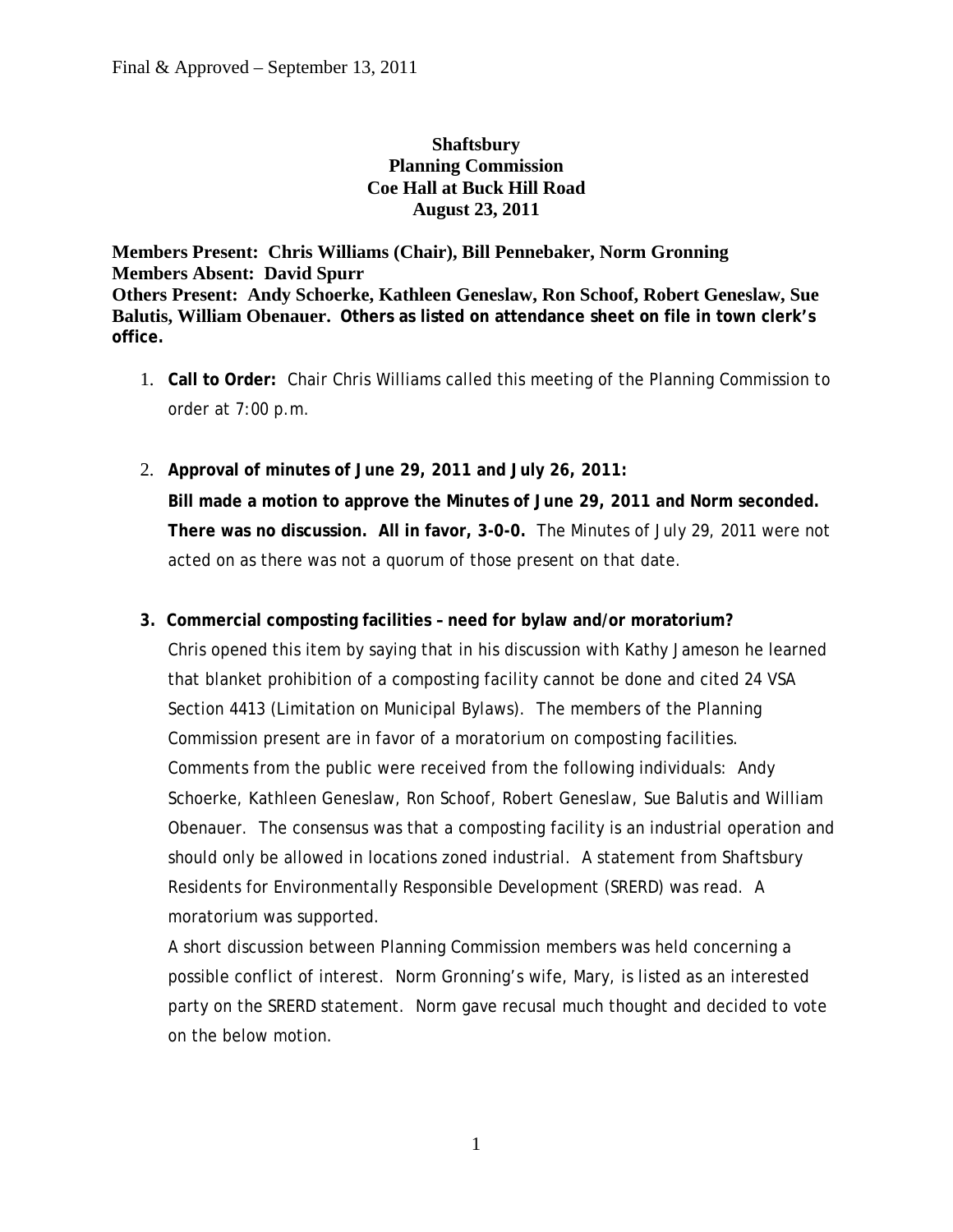Final & Approved – September 13, 2011

**Shaftsbury**
**Planning Commission**
**Coe Hall at Buck Hill Road**
**August 23, 2011**

**Members Present: Chris Williams (Chair), Bill Pennebaker, Norm Gronning**
**Members Absent: David Spurr**
**Others Present: Andy Schoerke, Kathleen Geneslaw, Ron Schoof, Robert Geneslaw, Sue Balutis, William Obenauer. Others as listed on attendance sheet on file in town clerk's office.**

1. **Call to Order:** Chair Chris Williams called this meeting of the Planning Commission to order at 7:00 p.m.

2. **Approval of minutes of June 29, 2011 and July 26, 2011:**
   **Bill made a motion to approve the Minutes of June 29, 2011 and Norm seconded. There was no discussion. All in favor, 3-0-0.** The Minutes of July 29, 2011 were not acted on as there was not a quorum of those present on that date.

3. **Commercial composting facilities – need for bylaw and/or moratorium?**
   Chris opened this item by saying that in his discussion with Kathy Jameson he learned that blanket prohibition of a composting facility cannot be done and cited 24 VSA Section 4413 (Limitation on Municipal Bylaws). The members of the Planning Commission present are in favor of a moratorium on composting facilities. Comments from the public were received from the following individuals: Andy Schoerke, Kathleen Geneslaw, Ron Schoof, Robert Geneslaw, Sue Balutis and William Obenauer. The consensus was that a composting facility is an industrial operation and should only be allowed in locations zoned industrial. A statement from Shaftsbury Residents for Environmentally Responsible Development (SRERD) was read. A moratorium was supported.
   A short discussion between Planning Commission members was held concerning a possible conflict of interest. Norm Gronning's wife, Mary, is listed as an interested party on the SRERD statement. Norm gave recusal much thought and decided to vote on the below motion.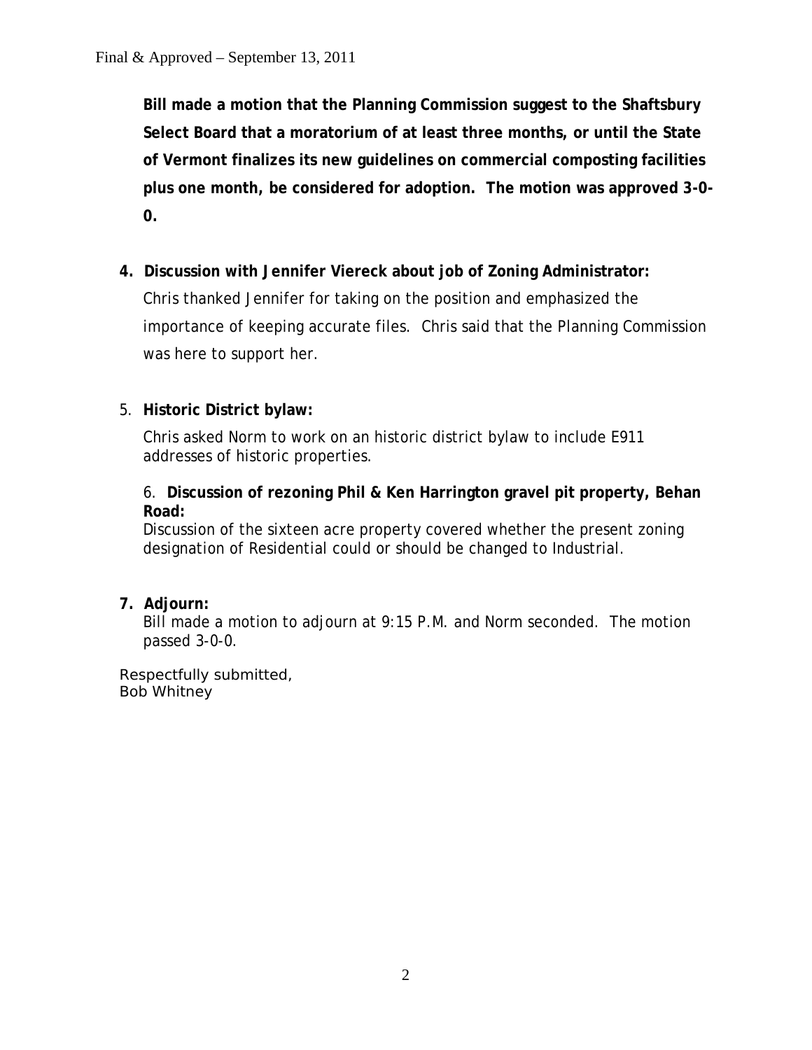**Bill made a motion that the Planning Commission suggest to the Shaftsbury Select Board that a moratorium of at least three months, or until the State of Vermont finalizes its new guidelines on commercial composting facilities plus one month, be considered for adoption. The motion was approved 3-0-0.**

4. **Discussion with Jennifer Viereck about job of Zoning Administrator:**
   Chris thanked Jennifer for taking on the position and emphasized the importance of keeping accurate files. Chris said that the Planning Commission was here to support her.

5. **Historic District bylaw:**
   Chris asked Norm to work on an historic district bylaw to include E911 addresses of historic properties.

6. **Discussion of rezoning Phil & Ken Harrington gravel pit property, Behan Road:**
   Discussion of the sixteen acre property covered whether the present zoning designation of Residential could or should be changed to Industrial.

7. **Adjourn:**
   Bill made a motion to adjourn at 9:15 P.M. and Norm seconded. The motion passed 3-0-0.

Respectfully submitted,
Bob Whitney